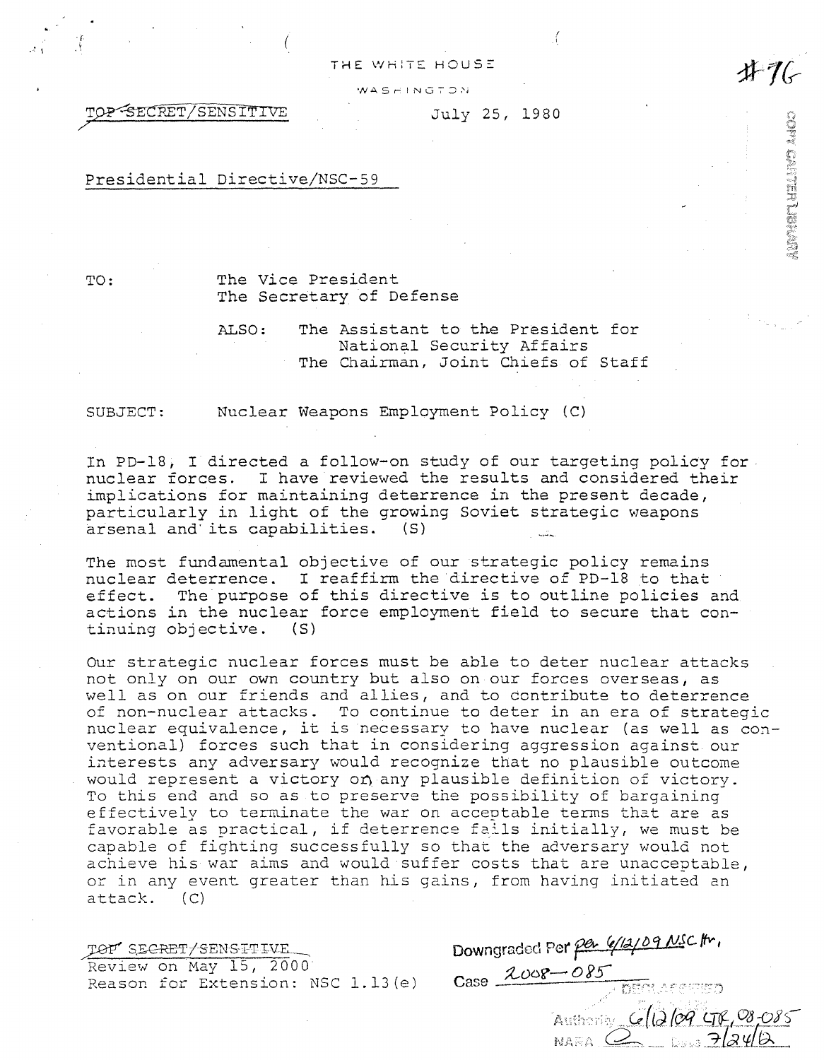THE WHITE HOUSE

WASHINGTON

#76

~~TOP SECRET/SENSITIVE~~

July 25, 1980

COPY CARTER LIBRARY

Presidential Directive/NSC-59

TO: The Vice President
The Secretary of Defense

ALSO: The Assistant to the President for National Security Affairs
The Chairman, Joint Chiefs of Staff

SUBJECT: Nuclear Weapons Employment Policy (C)

In PD-18, I directed a follow-on study of our targeting policy for nuclear forces. I have reviewed the results and considered their implications for maintaining deterrence in the present decade, particularly in light of the growing Soviet strategic weapons arsenal and its capabilities. (S)

The most fundamental objective of our strategic policy remains nuclear deterrence. I reaffirm the directive of PD-18 to that effect. The purpose of this directive is to outline policies and actions in the nuclear force employment field to secure that continuing objective. (S)

Our strategic nuclear forces must be able to deter nuclear attacks not only on our own country but also on our forces overseas, as well as on our friends and allies, and to contribute to deterrence of non-nuclear attacks. To continue to deter in an era of strategic nuclear equivalence, it is necessary to have nuclear (as well as conventional) forces such that in considering aggression against our interests any adversary would recognize that no plausible outcome would represent a victory on any plausible definition of victory. To this end and so as to preserve the possibility of bargaining effectively to terminate the war on acceptable terms that are as favorable as practical, if deterrence fails initially, we must be capable of fighting successfully so that the adversary would not achieve his war aims and would suffer costs that are unacceptable, or in any event greater than his gains, from having initiated an attack. (C)

~~TOP SECRET/SENSITIVE~~
Review on May 15, 2000
Reason for Extension: NSC 1.13(e)

Downgraded Per per 6/12/09 NSC ltr,
Case 2008-085

DECLASSIFIED
Authority 6/12/09 ltr, 08-085
NARA C Date 7/24/12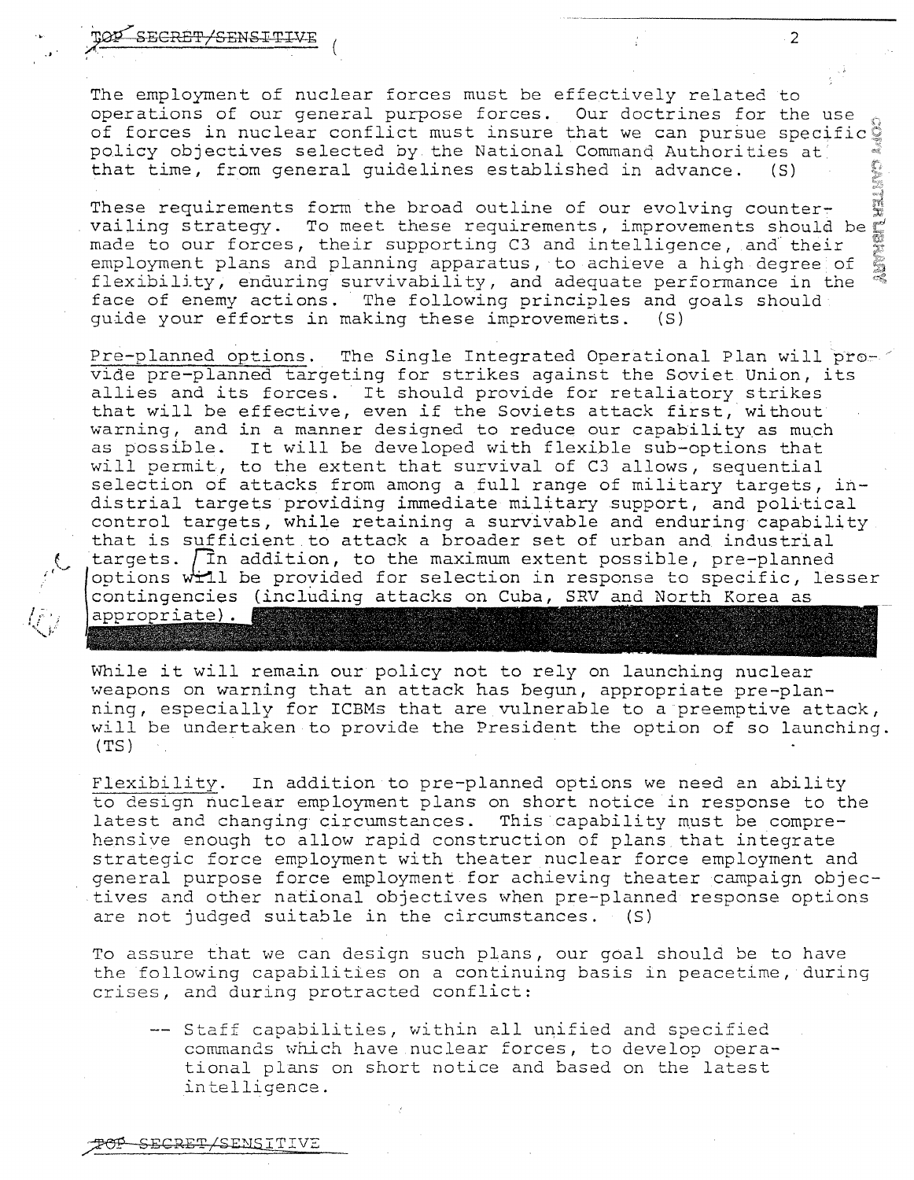TOP SECRET/SENSITIVE

The employment of nuclear forces must be effectively related to operations of our general purpose forces. Our doctrines for the use of forces in nuclear conflict must insure that we can pursue specific policy objectives selected by the National Command Authorities at that time, from general guidelines established in advance. (S)

These requirements form the broad outline of our evolving countervailing strategy. To meet these requirements, improvements should be made to our forces, their supporting C3 and intelligence, and their employment plans and planning apparatus, to achieve a high degree of flexibility, enduring survivability, and adequate performance in the face of enemy actions. The following principles and goals should guide your efforts in making these improvements. (S)

Pre-planned options. The Single Integrated Operational Plan will provide pre-planned targeting for strikes against the Soviet Union, its allies and its forces. It should provide for retaliatory strikes that will be effective, even if the Soviets attack first, without warning, and in a manner designed to reduce our capability as much as possible. It will be developed with flexible sub-options that will permit, to the extent that survival of C3 allows, sequential selection of attacks from among a full range of military targets, indistrial targets providing immediate military support, and political control targets, while retaining a survivable and enduring capability that is sufficient to attack a broader set of urban and industrial targets. In addition, to the maximum extent possible, pre-planned options will be provided for selection in response to specific, lesser contingencies (including attacks on Cuba, SRV and North Korea as appropriate).

While it will remain our policy not to rely on launching nuclear weapons on warning that an attack has begun, appropriate pre-planning, especially for ICBMs that are vulnerable to a preemptive attack, will be undertaken to provide the President the option of so launching. (TS)

Flexibility. In addition to pre-planned options we need an ability to design nuclear employment plans on short notice in response to the latest and changing circumstances. This capability must be comprehensive enough to allow rapid construction of plans that integrate strategic force employment with theater nuclear force employment and general purpose force employment for achieving theater campaign objectives and other national objectives when pre-planned response options are not judged suitable in the circumstances. (S)

To assure that we can design such plans, our goal should be to have the following capabilities on a continuing basis in peacetime, during crises, and during protracted conflict:

-- Staff capabilities, within all unified and specified commands which have nuclear forces, to develop operational plans on short notice and based on the latest intelligence.

TOP SECRET/SENSITIVE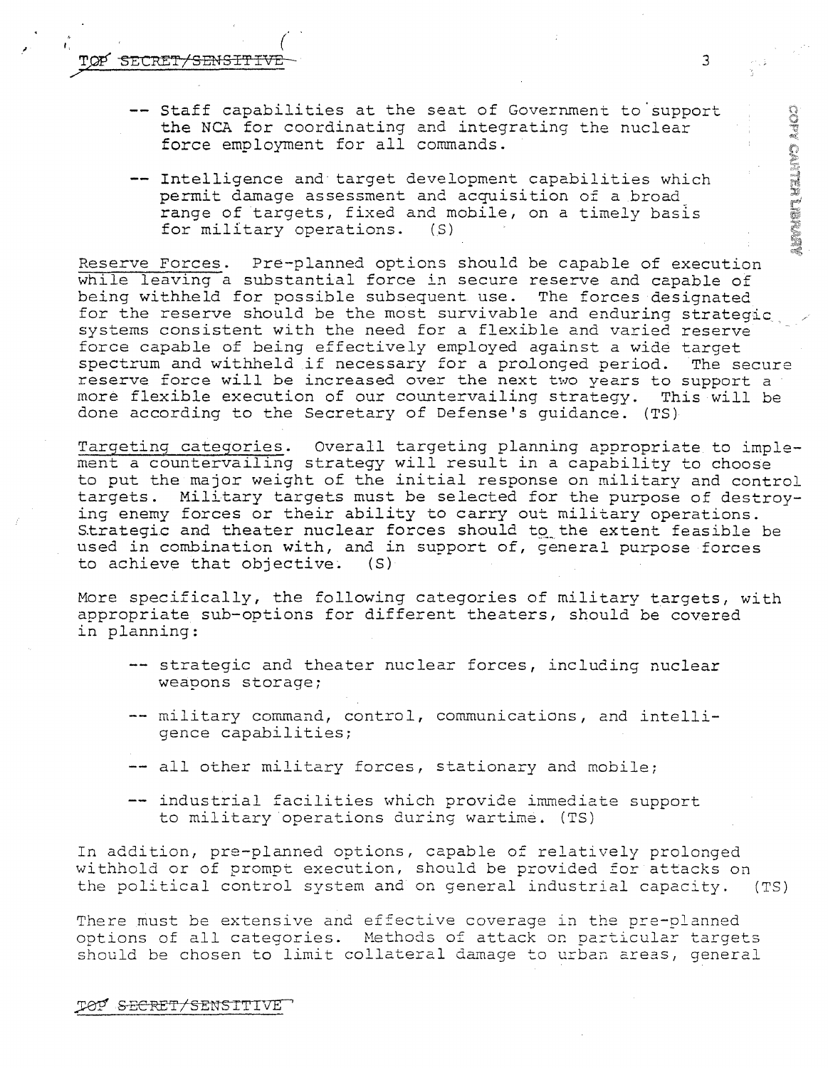-- Staff capabilities at the seat of Government to support the NCA for coordinating and integrating the nuclear force employment for all commands.

-- Intelligence and target development capabilities which permit damage assessment and acquisition of a broad range of targets, fixed and mobile, on a timely basis for military operations. (S)

Reserve Forces. Pre-planned options should be capable of execution while leaving a substantial force in secure reserve and capable of being withheld for possible subsequent use. The forces designated for the reserve should be the most survivable and enduring strategic systems consistent with the need for a flexible and varied reserve force capable of being effectively employed against a wide target spectrum and withheld if necessary for a prolonged period. The secure reserve force will be increased over the next two years to support a more flexible execution of our countervailing strategy. This will be done according to the Secretary of Defense's guidance. (TS)

Targeting categories. Overall targeting planning appropriate to implement a countervailing strategy will result in a capability to choose to put the major weight of the initial response on military and control targets. Military targets must be selected for the purpose of destroying enemy forces or their ability to carry out military operations. Strategic and theater nuclear forces should to the extent feasible be used in combination with, and in support of, general purpose forces to achieve that objective. (S)

More specifically, the following categories of military targets, with appropriate sub-options for different theaters, should be covered in planning:

-- strategic and theater nuclear forces, including nuclear weapons storage;

-- military command, control, communications, and intelligence capabilities;

-- all other military forces, stationary and mobile;

-- industrial facilities which provide immediate support to military operations during wartime. (TS)

In addition, pre-planned options, capable of relatively prolonged withhold or of prompt execution, should be provided for attacks on the political control system and on general industrial capacity. (TS)

There must be extensive and effective coverage in the pre-planned options of all categories. Methods of attack on particular targets should be chosen to limit collateral damage to urban areas, general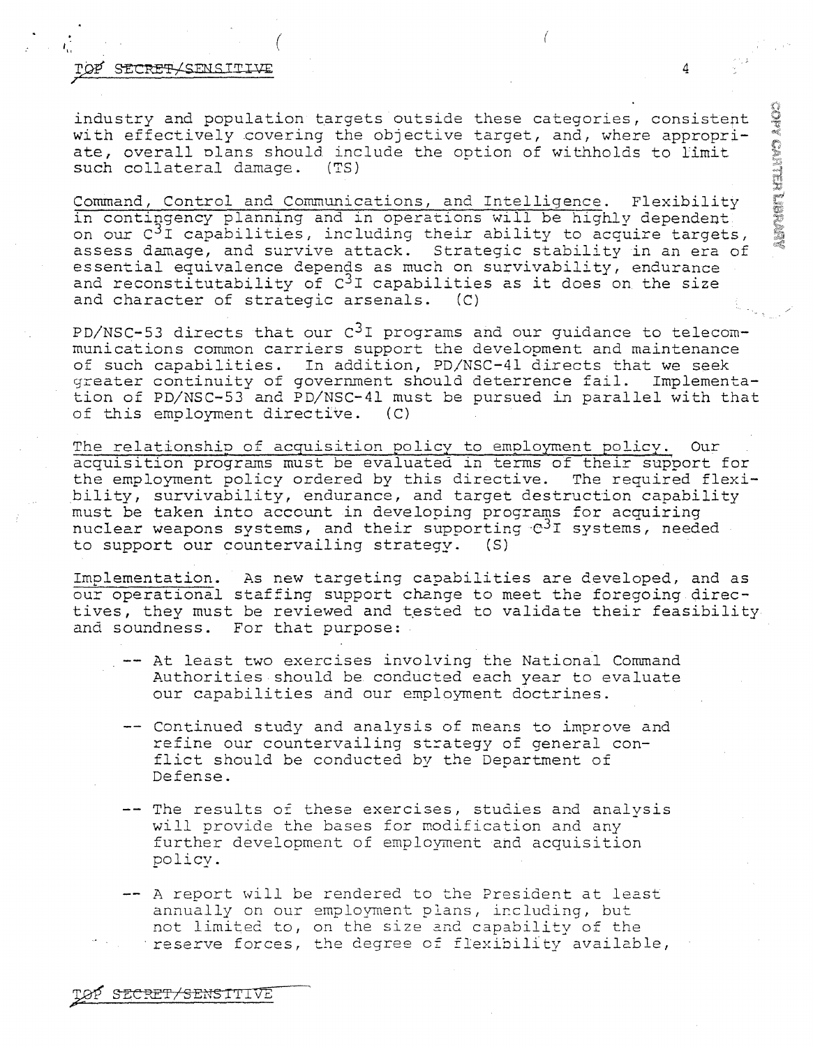TOP SECRET/SENSITIVE

industry and population targets outside these categories, consistent with effectively covering the objective target, and, where appropriate, overall plans should include the option of withholds to limit such collateral damage. (TS)

Command, Control and Communications, and Intelligence. Flexibility in contingency planning and in operations will be highly dependent on our $C^3I$ capabilities, including their ability to acquire targets, assess damage, and survive attack. Strategic stability in an era of essential equivalence depends as much on survivability, endurance and reconstitutability of $C^3I$ capabilities as it does on the size and character of strategic arsenals. (C)

PD/NSC-53 directs that our $C^3I$ programs and our guidance to telecommunications common carriers support the development and maintenance of such capabilities. In addition, PD/NSC-41 directs that we seek greater continuity of government should deterrence fail. Implementation of PD/NSC-53 and PD/NSC-41 must be pursued in parallel with that of this employment directive. (C)

The relationship of acquisition policy to employment policy. Our acquisition programs must be evaluated in terms of their support for the employment policy ordered by this directive. The required flexibility, survivability, endurance, and target destruction capability must be taken into account in developing programs for acquiring nuclear weapons systems, and their supporting $C^3I$ systems, needed to support our countervailing strategy. (S)

Implementation. As new targeting capabilities are developed, and as our operational staffing support change to meet the foregoing directives, they must be reviewed and tested to validate their feasibility and soundness. For that purpose:

- -- At least two exercises involving the National Command Authorities should be conducted each year to evaluate our capabilities and our employment doctrines.
- -- Continued study and analysis of means to improve and refine our countervailing strategy of general conflict should be conducted by the Department of Defense.
- -- The results of these exercises, studies and analysis will provide the bases for modification and any further development of employment and acquisition policy.
- -- A report will be rendered to the President at least annually on our employment plans, including, but not limited to, on the size and capability of the reserve forces, the degree of flexibility available,

TOP SECRET/SENSITIVE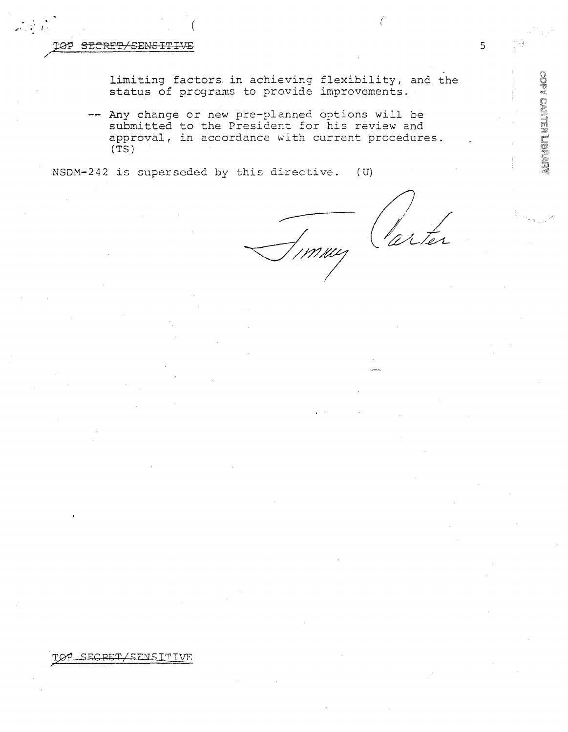TOP SECRET/SENSITIVE

limiting factors in achieving flexibility, and the status of programs to provide improvements.

-- Any change or new pre-planned options will be submitted to the President for his review and approval, in accordance with current procedures. (TS)

NSDM-242 is superseded by this directive. (U)

Jimmy Carter

TOP SECRET/SENSITIVE